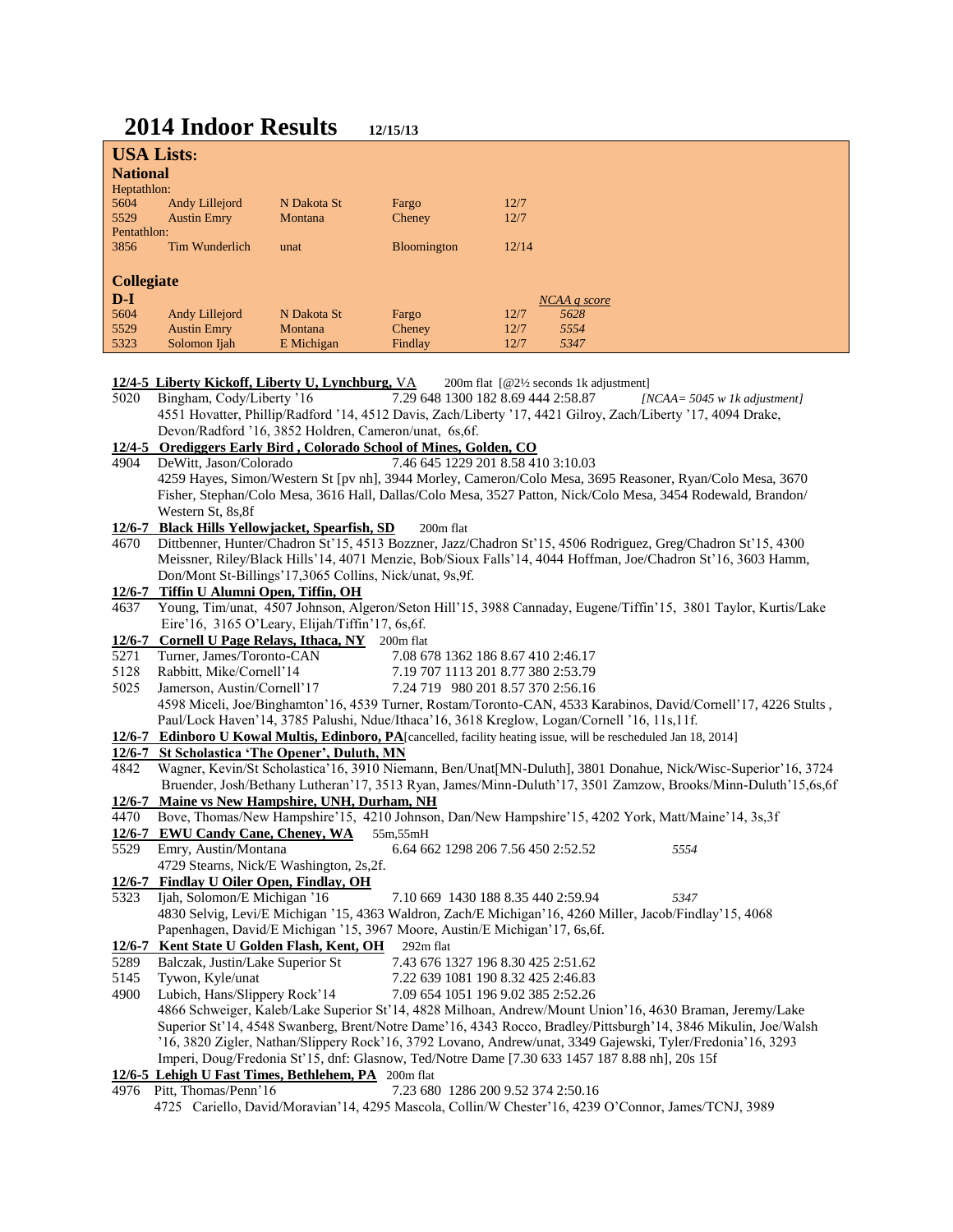# 2014 Indoor Results 12/15/13

## USA Lists:

### National

Heptathlon:

| | | | | |
|---|---|---|---|---|
| 5604 | Andy Lillejord | N Dakota St | Fargo | 12/7 |
| 5529 | Austin Emry | Montana | Cheney | 12/7 |

Pentathlon:

| | | | | |
|---|---|---|---|---|
| 3856 | Tim Wunderlich | unat | Bloomington | 12/14 |

### Collegiate

**D-I**

| | | | | | *NCAA q score* |
|---|---|---|---|---|---|
| 5604 | Andy Lillejord | N Dakota St | Fargo | 12/7 | *5628* |
| 5529 | Austin Emry | Montana | Cheney | 12/7 | *5554* |
| 5323 | Solomon Ijah | E Michigan | Findlay | 12/7 | *5347* |

**12/4-5 Liberty Kickoff, Liberty U, Lynchburg, VA** 200m flat [@2½ seconds 1k adjustment]

5020 Bingham, Cody/Liberty '16 7.29 648 1300 182 8.69 444 2:58.87 *[NCAA= 5045 w 1k adjustment]*
4551 Hovatter, Phillip/Radford '14, 4512 Davis, Zach/Liberty '17, 4421 Gilroy, Zach/Liberty '17, 4094 Drake, Devon/Radford '16, 3852 Holdren, Cameron/unat, 6s,6f.

**12/4-5 Orediggers Early Bird , Colorado School of Mines, Golden, CO**

4904 DeWitt, Jason/Colorado 7.46 645 1229 201 8.58 410 3:10.03
4259 Hayes, Simon/Western St [pv nh], 3944 Morley, Cameron/Colo Mesa, 3695 Reasoner, Ryan/Colo Mesa, 3670 Fisher, Stephan/Colo Mesa, 3616 Hall, Dallas/Colo Mesa, 3527 Patton, Nick/Colo Mesa, 3454 Rodewald, Brandon/ Western St, 8s,8f

**12/6-7 Black Hills Yellowjacket, Spearfish, SD** 200m flat

4670 Dittbenner, Hunter/Chadron St'15, 4513 Bozzner, Jazz/Chadron St'15, 4506 Rodriguez, Greg/Chadron St'15, 4300 Meissner, Riley/Black Hills'14, 4071 Menzie, Bob/Sioux Falls'14, 4044 Hoffman, Joe/Chadron St'16, 3603 Hamm, Don/Mont St-Billings'17,3065 Collins, Nick/unat, 9s,9f.

**12/6-7 Tiffin U Alumni Open, Tiffin, OH**

4637 Young, Tim/unat, 4507 Johnson, Algeron/Seton Hill'15, 3988 Cannaday, Eugene/Tiffin'15, 3801 Taylor, Kurtis/Lake Eire'16, 3165 O'Leary, Elijah/Tiffin'17, 6s,6f.

**12/6-7 Cornell U Page Relays, Ithaca, NY** 200m flat

5271 Turner, James/Toronto-CAN 7.08 678 1362 186 8.67 410 2:46.17
5128 Rabbitt, Mike/Cornell'14 7.19 707 1113 201 8.77 380 2:53.79
5025 Jamerson, Austin/Cornell'17 7.24 719 980 201 8.57 370 2:56.16
4598 Miceli, Joe/Binghamton'16, 4539 Turner, Rostam/Toronto-CAN, 4533 Karabinos, David/Cornell'17, 4226 Stults , Paul/Lock Haven'14, 3785 Palushi, Ndue/Ithaca'16, 3618 Kreglow, Logan/Cornell '16, 11s,11f.

**12/6-7 Edinboro U Kowal Multis, Edinboro, PA**[cancelled, facility heating issue, will be rescheduled Jan 18, 2014]

**12/6-7 St Scholastica 'The Opener', Duluth, MN**

4842 Wagner, Kevin/St Scholastica'16, 3910 Niemann, Ben/Unat[MN-Duluth], 3801 Donahue, Nick/Wisc-Superior'16, 3724 Bruender, Josh/Bethany Lutheran'17, 3513 Ryan, James/Minn-Duluth'17, 3501 Zamzow, Brooks/Minn-Duluth'15,6s,6f

**12/6-7 Maine vs New Hampshire, UNH, Durham, NH**

4470 Bove, Thomas/New Hampshire'15, 4210 Johnson, Dan/New Hampshire'15, 4202 York, Matt/Maine'14, 3s,3f

**12/6-7 EWU Candy Cane, Cheney, WA** 55m,55mH

5529 Emry, Austin/Montana 6.64 662 1298 206 7.56 450 2:52.52 *5554*
4729 Stearns, Nick/E Washington, 2s,2f.

**12/6-7 Findlay U Oiler Open, Findlay, OH**

5323 Ijah, Solomon/E Michigan '16 7.10 669 1430 188 8.35 440 2:59.94 *5347*
4830 Selvig, Levi/E Michigan '15, 4363 Waldron, Zach/E Michigan'16, 4260 Miller, Jacob/Findlay'15, 4068 Papenhagen, David/E Michigan '15, 3967 Moore, Austin/E Michigan'17, 6s,6f.

**12/6-7 Kent State U Golden Flash, Kent, OH** 292m flat

5289 Balczak, Justin/Lake Superior St 7.43 676 1327 196 8.30 425 2:51.62
5145 Tywon, Kyle/unat 7.22 639 1081 190 8.32 425 2:46.83
4900 Lubich, Hans/Slippery Rock'14 7.09 654 1051 196 9.02 385 2:52.26
4866 Schweiger, Kaleb/Lake Superior St'14, 4828 Milhoan, Andrew/Mount Union'16, 4630 Braman, Jeremy/Lake Superior St'14, 4548 Swanberg, Brent/Notre Dame'16, 4343 Rocco, Bradley/Pittsburgh'14, 3846 Mikulin, Joe/Walsh '16, 3820 Zigler, Nathan/Slippery Rock'16, 3792 Lovano, Andrew/unat, 3349 Gajewski, Tyler/Fredonia'16, 3293 Imperi, Doug/Fredonia St'15, dnf: Glasnow, Ted/Notre Dame [7.30 633 1457 187 8.88 nh], 20s 15f

**12/6-5 Lehigh U Fast Times, Bethlehem, PA** 200m flat

4976 Pitt, Thomas/Penn'16 7.23 680 1286 200 9.52 374 2:50.16
4725 Cariello, David/Moravian'14, 4295 Mascola, Collin/W Chester'16, 4239 O'Connor, James/TCNJ, 3989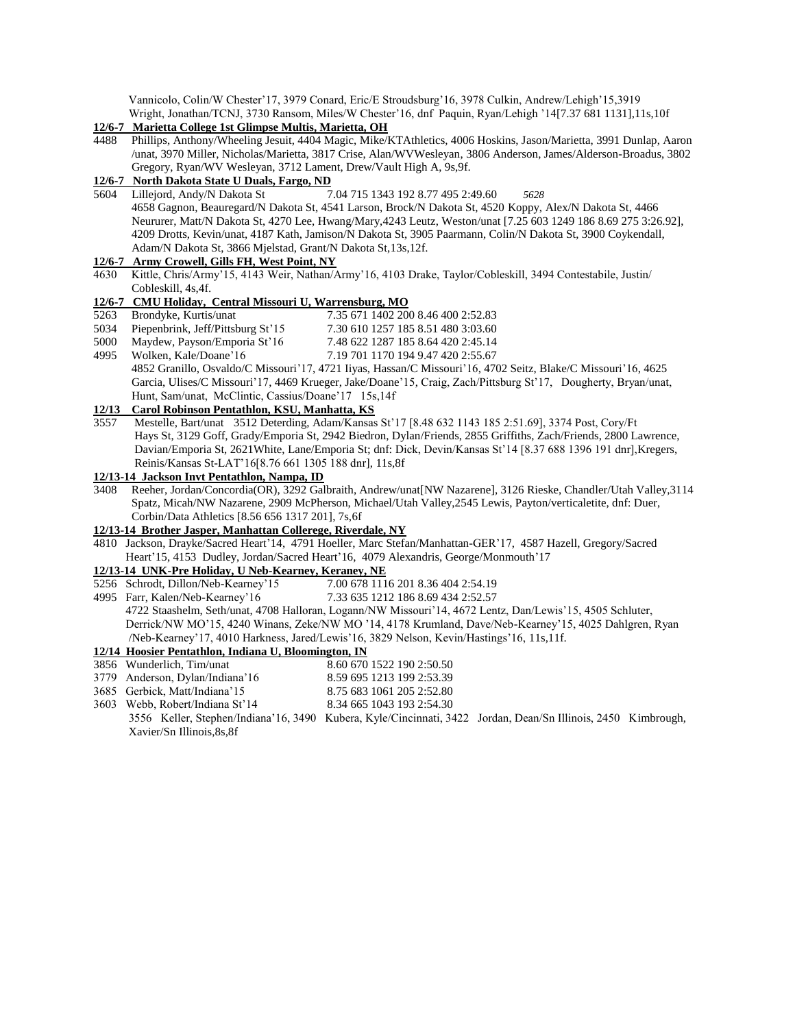Vannicolo, Colin/W Chester'17, 3979 Conard, Eric/E Stroudsburg'16, 3978 Culkin, Andrew/Lehigh'15,3919 Wright, Jonathan/TCNJ, 3730 Ransom, Miles/W Chester'16, dnf Paquin, Ryan/Lehigh '14[7.37 681 1131],11s,10f

**12/6-7 Marietta College 1st Glimpse Multis, Marietta, OH**

4488 Phillips, Anthony/Wheeling Jesuit, 4404 Magic, Mike/KTAthletics, 4006 Hoskins, Jason/Marietta, 3991 Dunlap, Aaron /unat, 3970 Miller, Nicholas/Marietta, 3817 Crise, Alan/WVWesleyan, 3806 Anderson, James/Alderson-Broadus, 3802 Gregory, Ryan/WV Wesleyan, 3712 Lament, Drew/Vault High A, 9s,9f.

**12/6-7 North Dakota State U Duals, Fargo, ND**

5604 Lillejord, Andy/N Dakota St 7.04 715 1343 192 8.77 495 2:49.60 *5628*
4658 Gagnon, Beauregard/N Dakota St, 4541 Larson, Brock/N Dakota St, 4520 Koppy, Alex/N Dakota St, 4466 Neururer, Matt/N Dakota St, 4270 Lee, Hwang/Mary,4243 Leutz, Weston/unat [7.25 603 1249 186 8.69 275 3:26.92], 4209 Drotts, Kevin/unat, 4187 Kath, Jamison/N Dakota St, 3905 Paarmann, Colin/N Dakota St, 3900 Coykendall, Adam/N Dakota St, 3866 Mjelstad, Grant/N Dakota St,13s,12f.

**12/6-7 Army Crowell, Gills FH, West Point, NY**

4630 Kittle, Chris/Army'15, 4143 Weir, Nathan/Army'16, 4103 Drake, Taylor/Cobleskill, 3494 Contestabile, Justin/ Cobleskill, 4s,4f.

**12/6-7 CMU Holiday, Central Missouri U, Warrensburg, MO**

5263 Brondyke, Kurtis/unat 7.35 671 1402 200 8.46 400 2:52.83
5034 Piepenbrink, Jeff/Pittsburg St'15 7.30 610 1257 185 8.51 480 3:03.60
5000 Maydew, Payson/Emporia St'16 7.48 622 1287 185 8.64 420 2:45.14
4995 Wolken, Kale/Doane'16 7.19 701 1170 194 9.47 420 2:55.67
4852 Granillo, Osvaldo/C Missouri'17, 4721 Iiyas, Hassan/C Missouri'16, 4702 Seitz, Blake/C Missouri'16, 4625 Garcia, Ulises/C Missouri'17, 4469 Krueger, Jake/Doane'15, Craig, Zach/Pittsburg St'17, Dougherty, Bryan/unat, Hunt, Sam/unat, McClintic, Cassius/Doane'17 15s,14f

**12/13 Carol Robinson Pentathlon, KSU, Manhatta, KS**

3557 Mestelle, Bart/unat 3512 Deterding, Adam/Kansas St'17 [8.48 632 1143 185 2:51.69], 3374 Post, Cory/Ft Hays St, 3129 Goff, Grady/Emporia St, 2942 Biedron, Dylan/Friends, 2855 Griffiths, Zach/Friends, 2800 Lawrence, Davian/Emporia St, 2621White, Lane/Emporia St; dnf: Dick, Devin/Kansas St'14 [8.37 688 1396 191 dnr],Kregers, Reinis/Kansas St-LAT'16[8.76 661 1305 188 dnr], 11s,8f

**12/13-14 Jackson Invt Pentathlon, Nampa, ID**

3408 Reeher, Jordan/Concordia(OR), 3292 Galbraith, Andrew/unat[NW Nazarene], 3126 Rieske, Chandler/Utah Valley,3114 Spatz, Micah/NW Nazarene, 2909 McPherson, Michael/Utah Valley,2545 Lewis, Payton/verticaletite, dnf: Duer, Corbin/Data Athletics [8.56 656 1317 201], 7s,6f

**12/13-14 Brother Jasper, Manhattan Collerege, Riverdale, NY**

4810 Jackson, Drayke/Sacred Heart'14, 4791 Hoeller, Marc Stefan/Manhattan-GER'17, 4587 Hazell, Gregory/Sacred Heart'15, 4153 Dudley, Jordan/Sacred Heart'16, 4079 Alexandris, George/Monmouth'17

**12/13-14 UNK-Pre Holiday, U Neb-Kearney, Keraney, NE**

5256 Schrodt, Dillon/Neb-Kearney'15 7.00 678 1116 201 8.36 404 2:54.19
4995 Farr, Kalen/Neb-Kearney'16 7.33 635 1212 186 8.69 434 2:52.57
4722 Staashelm, Seth/unat, 4708 Halloran, Logann/NW Missouri'14, 4672 Lentz, Dan/Lewis'15, 4505 Schluter, Derrick/NW MO'15, 4240 Winans, Zeke/NW MO '14, 4178 Krumland, Dave/Neb-Kearney'15, 4025 Dahlgren, Ryan /Neb-Kearney'17, 4010 Harkness, Jared/Lewis'16, 3829 Nelson, Kevin/Hastings'16, 11s,11f.

**12/14 Hoosier Pentathlon, Indiana U, Bloomington, IN**

3856 Wunderlich, Tim/unat 8.60 670 1522 190 2:50.50
3779 Anderson, Dylan/Indiana'16 8.59 695 1213 199 2:53.39
3685 Gerbick, Matt/Indiana'15 8.75 683 1061 205 2:52.80
3603 Webb, Robert/Indiana St'14 8.34 665 1043 193 2:54.30
3556 Keller, Stephen/Indiana'16, 3490 Kubera, Kyle/Cincinnati, 3422 Jordan, Dean/Sn Illinois, 2450 Kimbrough, Xavier/Sn Illinois,8s,8f